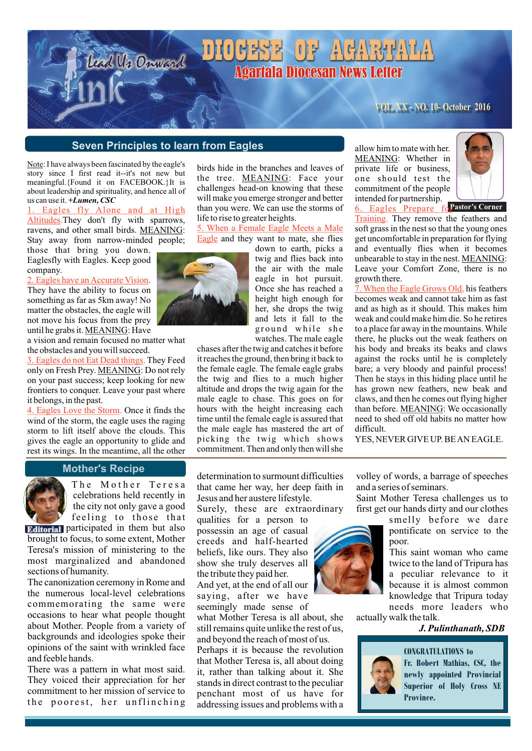# DIOCESE OF AGARTALA

## Agartala Diocesan News Letter

Lead Us Onward — Link

VOL. XX - NO. 10- October 2016

## Seven Principles to learn from Eagles

Note: I have always been fascinated by the eagle's story since I first read it--it's not new but meaningful. {Found it on FACEBOOK.}It is about leadership and spirituality, and hence all of us can use it. +*Lumen, CSC*

1. Eagles fly Alone and at High Altitudes. They don't fly with sparrows, ravens, and other small birds. MEANING: Stay away from narrow-minded people; those that bring you down. Eaglesfly with Eagles. Keep good company.

2. Eagles have an Accurate Vision. They have the ability to focus on something as far as 5km away! No matter the obstacles, the eagle will not move his focus from the prey until he grabs it. MEANING: Have a vision and remain focused no matter what the obstacles and you will succeed.

3. Eagles do not Eat Dead things. They Feed only on Fresh Prey. MEANING: Do not rely on your past success; keep looking for new frontiers to conquer. Leave your past where it belongs, in the past.

4. Eagles Love the Storm. Once it finds the wind of the storm, the eagle uses the raging storm to lift itself above the clouds. This gives the eagle an opportunity to glide and rest its wings. In the meantime, all the other birds hide in the branches and leaves of the tree. MEANING: Face your challenges head-on knowing that these will make you emerge stronger and better than you were. We can use the storms of life to rise to greater heights.

5. When a Female Eagle Meets a Male Eagle and they want to mate, she flies down to earth, picks a twig and flies back into the air with the male eagle in hot pursuit. Once she has reached a height high enough for her, she drops the twig and lets it fall to the ground while she watches. The male eagle chases after the twig and catches it before it reaches the ground, then bring it back to the female eagle. The female eagle grabs the twig and flies to a much higher altitude and drops the twig again for the male eagle to chase. This goes on for hours with the height increasing each time until the female eagle is assured that the male eagle has mastered the art of picking the twig which shows commitment. Then and only then will she allow him to mate with her. MEANING: Whether in private life or business, one should test the commitment of the people intended for partnership.

6. Eagles Prepare for Training. They remove the feathers and soft grass in the nest so that the young ones get uncomfortable in preparation for flying and eventually flies when it becomes unbearable to stay in the nest. MEANING: Leave your Comfort Zone, there is no growth there.

7. When the Eagle Grows Old, his feathers becomes weak and cannot take him as fast and as high as it should. This makes him weak and could make him die. So he retires to a place far away in the mountains. While there, he plucks out the weak feathers on his body and breaks its beaks and claws against the rocks until he is completely bare; a very bloody and painful process! Then he stays in this hiding place until he has grown new feathers, new beak and claws, and then he comes out flying higher than before. MEANING: We occasionally need to shed off old habits no matter how difficult.

YES, NEVER GIVE UP. BE AN EAGLE.

Pastor's Corner

## Mother's Recipe

Editorial

The Mother Teresa celebrations held recently in the city not only gave a good feeling to those that participated in them but also brought to focus, to some extent, Mother Teresa's mission of ministering to the most marginalized and abandoned sections of humanity.

The canonization ceremony in Rome and the numerous local-level celebrations commemorating the same were occasions to hear what people thought about Mother. People from a variety of backgrounds and ideologies spoke their opinions of the saint with wrinkled face and feeble hands.

There was a pattern in what most said. They voiced their appreciation for her commitment to her mission of service to the poorest, her unflinching determination to surmount difficulties that came her way, her deep faith in Jesus and her austere lifestyle.

Surely, these are extraordinary qualities for a person to possessin an age of casual creeds and half-hearted beliefs, like ours. They also show she truly deserves all the tribute they paid her.

And yet, at the end of all our saying, after we have seemingly made sense of what Mother Teresa is all about, she still remains quite unlike the rest of us, and beyond the reach of most of us.

Perhaps it is because the revolution that Mother Teresa is, all about doing it, rather than talking about it. She stands in direct contrast to the peculiar penchant most of us have for addressing issues and problems with a volley of words, a barrage of speeches and a series of seminars.

Saint Mother Teresa challenges us to first get our hands dirty and our clothes smelly before we dare pontificate on service to the poor.

This saint woman who came twice to the land of Tripura has a peculiar relevance to it because it is almost common knowledge that Tripura today needs more leaders who actually walk the talk.

***J. Pulinthanath, SDB***

**CONGRATULATIONS to Fr. Robert Mathias, CSC, the newly appointed Provincial Superior of Holy Cross NE Province.**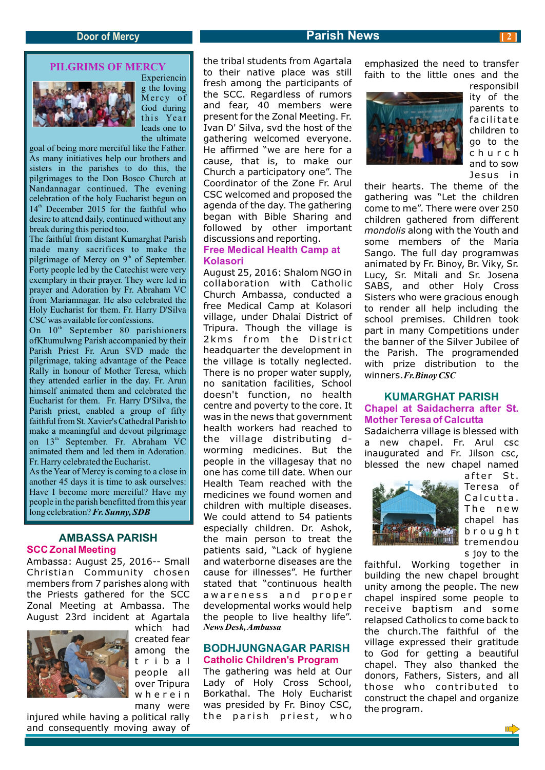## PILGRIMS OF MERCY

Experiencing the loving Mercy of God during this Year leads one to the ultimate goal of being more merciful like the Father. As many initiatives help our brothers and sisters in the parishes to do this, the pilgrimages to the Don Bosco Church at Nandannagar continued. The evening celebration of the holy Eucharist begun on 14th December 2015 for the faithful who desire to attend daily, continued without any break during this period too.

The faithful from distant Kumarghat Parish made many sacrifices to make the pilgrimage of Mercy on 9th of September. Forty people led by the Catechist were very exemplary in their prayer. They were led in prayer and Adoration by Fr. Abraham VC from Mariamnagar. He also celebrated the Holy Eucharist for them. Fr. Harry D'Silva CSC was available for confessions.

On 10th September 80 parishioners ofKhumulwng Parish accompanied by their Parish Priest Fr. Arun SVD made the pilgrimage, taking advantage of the Peace Rally in honour of Mother Teresa, which they attended earlier in the day. Fr. Arun himself animated them and celebrated the Eucharist for them. Fr. Harry D'Silva, the Parish priest, enabled a group of fifty faithful from St. Xavier's Cathedral Parish to make a meaningful and devout pilgrimage on 13th September. Fr. Abraham VC animated them and led them in Adoration. Fr. Harry celebrated the Eucharist.

As the Year of Mercy is coming to a close in another 45 days it is time to ask ourselves: Have I become more merciful? Have my people in the parish benefitted from this year long celebration? ***Fr. Sunny, SDB***

## AMBASSA PARISH

### SCC Zonal Meeting

Ambassa: August 25, 2016-- Small Christian Community chosen members from 7 parishes along with the Priests gathered for the SCC Zonal Meeting at Ambassa. The August 23rd incident at Agartala which had created fear among the tribal people all over Tripura wherein many were injured while having a political rally and consequently moving away of the tribal students from Agartala to their native place was still fresh among the participants of the SCC. Regardless of rumors and fear, 40 members were present for the Zonal Meeting. Fr. Ivan D' Silva, svd the host of the gathering welcomed everyone. He affirmed "we are here for a cause, that is, to make our Church a participatory one". The Coordinator of the Zone Fr. Arul CSC welcomed and proposed the agenda of the day. The gathering began with Bible Sharing and followed by other important discussions and reporting.

### Free Medical Health Camp at Kolasori

August 25, 2016: Shalom NGO in collaboration with Catholic Church Ambassa, conducted a free Medical Camp at Kolasori village, under Dhalai District of Tripura. Though the village is 2kms from the District headquarter the development in the village is totally neglected. There is no proper water supply, no sanitation facilities, School doesn't function, no health centre and poverty to the core. It was in the news that government health workers had reached to the village distributing d-worming medicines. But the people in the villagesay that no one has come till date. When our Health Team reached with the medicines we found women and children with multiple diseases. We could attend to 54 patients especially children. Dr. Ashok, the main person to treat the patients said, "Lack of hygiene and waterborne diseases are the cause for illnesses". He further stated that "continuous health awareness and proper developmental works would help the people to live healthy life". ***News Desk, Ambassa***

## BODHJUNGNAGAR PARISH

### Catholic Children's Program

The gathering was held at Our Lady of Holy Cross School, Borkathal. The Holy Eucharist was presided by Fr. Binoy CSC, the parish priest, who emphasized the need to transfer faith to the little ones and the responsibility of the parents to facilitate children to go to the church and to sow Jesus in their hearts. The theme of the gathering was "Let the children come to me". There were over 250 children gathered from different *mondolis* along with the Youth and some members of the Maria Sango. The full day programwas animated by Fr. Binoy, Br. Viky, Sr. Lucy, Sr. Mitali and Sr. Josena SABS, and other Holy Cross Sisters who were gracious enough to render all help including the school premises. Children took part in many Competitions under the banner of the Silver Jubilee of the Parish. The programended with prize distribution to the winners. ***Fr. Binoy CSC***

## KUMARGHAT PARISH

### Chapel at Saidacherra after St. Mother Teresa of Calcutta

Sadaicherra village is blessed with a new chapel. Fr. Arul csc inaugurated and Fr. Jilson csc, blessed the new chapel named after St. Teresa of Calcutta. The new chapel has brought tremendous joy to the faithful. Working together in building the new chapel brought unity among the people. The new chapel inspired some people to receive baptism and some relapsed Catholics to come back to the church.The faithful of the village expressed their gratitude to God for getting a beautiful chapel. They also thanked the donors, Fathers, Sisters, and all those who contributed to construct the chapel and organize the program.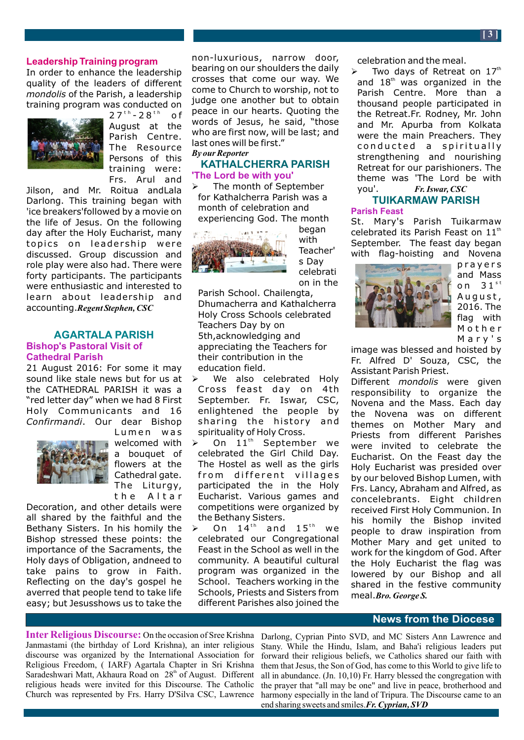## Leadership Training program

In order to enhance the leadership quality of the leaders of different *mondolis* of the Parish, a leadership training program was conducted on 27th-28th of August at the Parish Centre. The Resource Persons of this training were: Frs. Arul and Jilson, and Mr. Roitua andLala Darlong. This training began with 'ice breakers'followed by a movie on the life of Jesus. On the following day after the Holy Eucharist, many topics on leadership were discussed. Group discussion and role play were also had. There were forty participants. The participants were enthusiastic and interested to learn about leadership and accounting.***Regent Stephen, CSC***

## AGARTALA PARISH

### Bishop's Pastoral Visit of Cathedral Parish

21 August 2016: For some it may sound like stale news but for us at the CATHEDRAL PARISH it was a "red letter day" when we had 8 First Holy Communicants and 16 *Confirmandi*. Our dear Bishop Lumen was welcomed with a bouquet of flowers at the Cathedral gate. The Liturgy, the Altar Decoration, and other details were all shared by the faithful and the Bethany Sisters. In his homily the Bishop stressed these points: the importance of the Sacraments, the Holy days of Obligation, andneed to take pains to grow in Faith. Reflecting on the day's gospel he averred that people tend to take life easy; but Jesusshows us to take the non-luxurious, narrow door, bearing on our shoulders the daily crosses that come our way. We come to Church to worship, not to judge one another but to obtain peace in our hearts. Quoting the words of Jesus, he said, "those who are first now, will be last; and last ones will be first."

***By our Reporter***

## KATHALCHERRA PARISH

### 'The Lord be with you'

- The month of September for Kathalcherra Parish was a month of celebration and experiencing God. The month began with Teacher's Day celebration in the Parish School. Chailengta, Dhumacherra and Kathalcherra Holy Cross Schools celebrated Teachers Day by on 5th,acknowledging and appreciating the Teachers for their contribution in the education field.
- We also celebrated Holy Cross feast day on 4th September. Fr. Iswar, CSC, enlightened the people by sharing the history and spirituality of Holy Cross.
- On 11th September we celebrated the Girl Child Day. The Hostel as well as the girls from different villages participated the in the Holy Eucharist. Various games and competitions were organized by the Bethany Sisters.
- On 14th and 15th we celebrated our Congregational Feast in the School as well in the community. A beautiful cultural program was organized in the School. Teachers working in the Schools, Priests and Sisters from different Parishes also joined the celebration and the meal.
- Two days of Retreat on 17th and 18th was organized in the Parish Centre. More than a thousand people participated in the Retreat.Fr. Rodney, Mr. John and Mr. Apurba from Kolkata were the main Preachers. They conducted a spiritually strengthening and nourishing Retreat for our parishioners. The theme was 'The Lord be with you'. ***Fr. Iswar, CSC***

## TUIKARMAW PARISH

### Parish Feast

St. Mary's Parish Tuikarmaw celebrated its Parish Feast on 11th September. The feast day began with flag-hoisting and Novena prayers and Mass on 31st August, 2016. The flag with Mother Mary's image was blessed and hoisted by Fr. Alfred D' Souza, CSC, the Assistant Parish Priest.

Different *mondolis* were given responsibility to organize the Novena and the Mass. Each day the Novena was on different themes on Mother Mary and Priests from different Parishes were invited to celebrate the Eucharist. On the Feast day the Holy Eucharist was presided over by our beloved Bishop Lumen, with Frs. Lancy, Abraham and Alfred, as concelebrants. Eight children received First Holy Communion. In his homily the Bishop invited people to draw inspiration from Mother Mary and get united to work for the kingdom of God. After the Holy Eucharist the flag was lowered by our Bishop and all shared in the festive community meal.***Bro. George S.***

## News from the Diocese

**Inter Religious Discourse:** On the occasion of Sree Krishna Janmastami (the birthday of Lord Krishna), an inter religious discourse was organized by the International Association for Religious Freedom, ( IARF) Agartala Chapter in Sri Krishna Saradeshwari Matt, Akhaura Road on 28th of August. Different religious heads were invited for this Discourse. The Catholic Church was represented by Frs. Harry D'Silva CSC, Lawrence Darlong, Cyprian Pinto SVD, and MC Sisters Ann Lawrence and Stany. While the Hindu, Islam, and Baha'i religious leaders put forward their religious beliefs, we Catholics shared our faith with them that Jesus, the Son of God, has come to this World to give life to all in abundance. (Jn. 10,10) Fr. Harry blessed the congregation with the prayer that "all may be one" and live in peace, brotherhood and harmony especially in the land of Tripura. The Discourse came to an end sharing sweets and smiles.***Fr. Cyprian, SVD***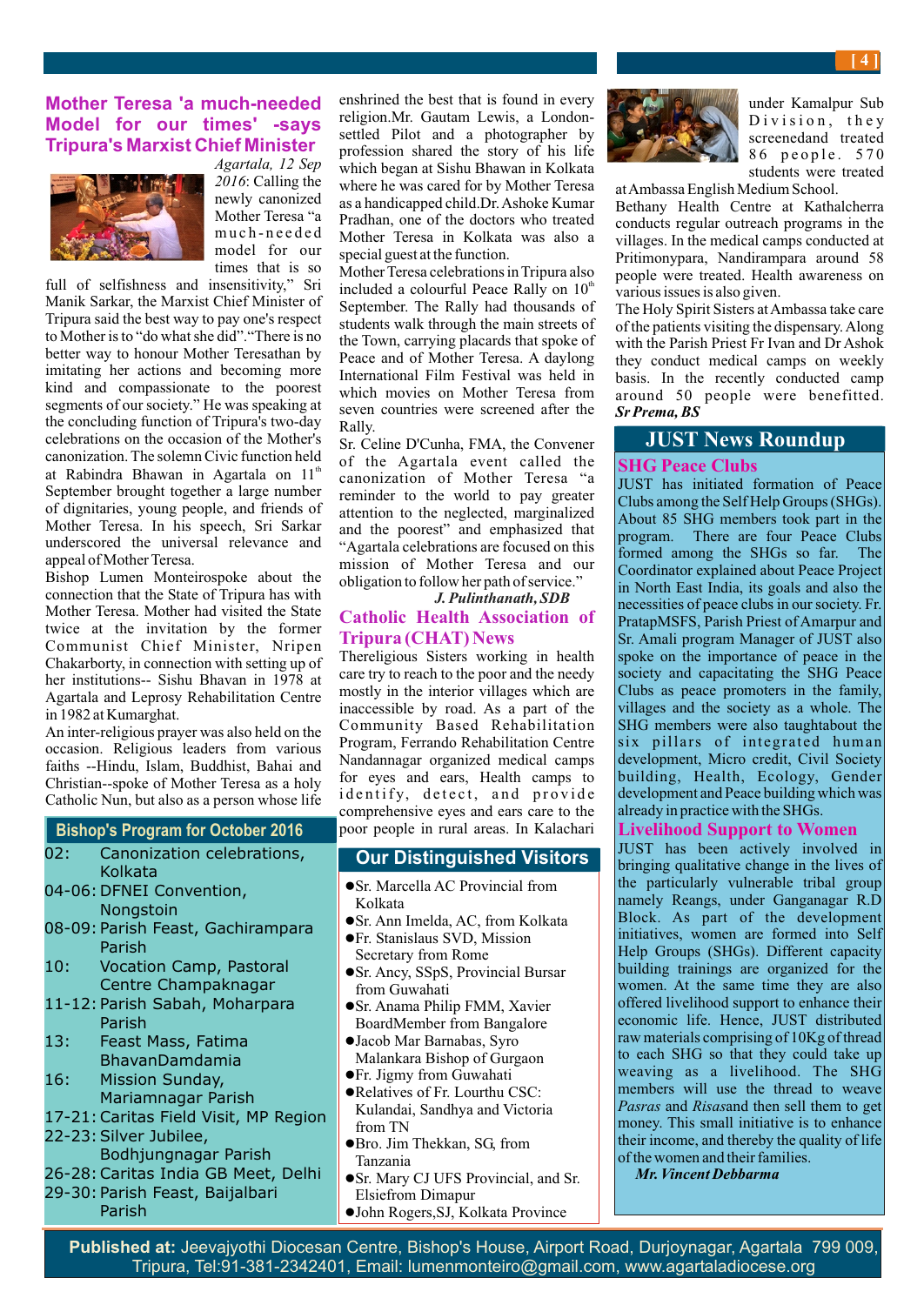## Mother Teresa 'a much-needed Model for our times' -says Tripura's Marxist Chief Minister

*Agartala, 12 Sep 2016*: Calling the newly canonized Mother Teresa "a much-needed model for our times that is so full of selfishness and insensitivity," Sri Manik Sarkar, the Marxist Chief Minister of Tripura said the best way to pay one's respect to Mother is to "do what she did"."There is no better way to honour Mother Teresathan by imitating her actions and becoming more kind and compassionate to the poorest segments of our society." He was speaking at the concluding function of Tripura's two-day celebrations on the occasion of the Mother's canonization. The solemn Civic function held at Rabindra Bhawan in Agartala on 11th September brought together a large number of dignitaries, young people, and friends of Mother Teresa. In his speech, Sri Sarkar underscored the universal relevance and appeal of Mother Teresa.

Bishop Lumen Monteirospoke about the connection that the State of Tripura has with Mother Teresa. Mother had visited the State twice at the invitation by the former Communist Chief Minister, Nripen Chakarborty, in connection with setting up of her institutions-- Sishu Bhavan in 1978 at Agartala and Leprosy Rehabilitation Centre in 1982 at Kumarghat.

An inter-religious prayer was also held on the occasion. Religious leaders from various faiths --Hindu, Islam, Buddhist, Bahai and Christian--spoke of Mother Teresa as a holy Catholic Nun, but also as a person whose life enshrined the best that is found in every religion.Mr. Gautam Lewis, a London-settled Pilot and a photographer by profession shared the story of his life which began at Sishu Bhawan in Kolkata where he was cared for by Mother Teresa as a handicapped child.Dr. Ashoke Kumar Pradhan, one of the doctors who treated Mother Teresa in Kolkata was also a special guest at the function.

Mother Teresa celebrations in Tripura also included a colourful Peace Rally on 10th September. The Rally had thousands of students walk through the main streets of the Town, carrying placards that spoke of Peace and of Mother Teresa. A daylong International Film Festival was held in which movies on Mother Teresa from seven countries were screened after the Rally.

Sr. Celine D'Cunha, FMA, the Convener of the Agartala event called the canonization of Mother Teresa "a reminder to the world to pay greater attention to the neglected, marginalized and the poorest" and emphasized that "Agartala celebrations are focused on this mission of Mother Teresa and our obligation to follow her path of service."

***J. Pulinthanath, SDB***

### Bishop's Program for October 2016

- 02: Canonization celebrations, Kolkata
- 04-06: DFNEI Convention, Nongstoin
- 08-09: Parish Feast, Gachirampara Parish
- 10: Vocation Camp, Pastoral Centre Champaknagar
- 11-12: Parish Sabah, Moharpara Parish
- 13: Feast Mass, Fatima BhavanDamdamia
- 16: Mission Sunday, Mariamnagar Parish
- 17-21: Caritas Field Visit, MP Region
- 22-23: Silver Jubilee, Bodhjungnagar Parish
- 26-28: Caritas India GB Meet, Delhi
- 29-30: Parish Feast, Baijalbari Parish

## Catholic Health Association of Tripura (CHAT) News

Thereligious Sisters working in health care try to reach to the poor and the needy mostly in the interior villages which are inaccessible by road. As a part of the Community Based Rehabilitation Program, Ferrando Rehabilitation Centre Nandannagar organized medical camps for eyes and ears, Health camps to identify, detect, and provide comprehensive eyes and ears care to the poor people in rural areas. In Kalachari under Kamalpur Sub Division, they screenedand treated 86 people. 570 students were treated at Ambassa English Medium School.

Bethany Health Centre at Kathalcherra conducts regular outreach programs in the villages. In the medical camps conducted at Pritimonypara, Nandirampara around 58 people were treated. Health awareness on various issues is also given.

The Holy Spirit Sisters at Ambassa take care of the patients visiting the dispensary. Along with the Parish Priest Fr Ivan and Dr Ashok they conduct medical camps on weekly basis. In the recently conducted camp around 50 people were benefitted.

***Sr Prema, BS***

### Our Distinguished Visitors

- Sr. Marcella AC Provincial from Kolkata
- Sr. Ann Imelda, AC, from Kolkata
- Fr. Stanislaus SVD, Mission Secretary from Rome
- Sr. Ancy, SSpS, Provincial Bursar from Guwahati
- Sr. Anama Philip FMM, Xavier BoardMember from Bangalore
- Jacob Mar Barnabas, Syro Malankara Bishop of Gurgaon
- Fr. Jigmy from Guwahati
- Relatives of Fr. Lourthu CSC: Kulandai, Sandhya and Victoria from TN
- Bro. Jim Thekkan, SG, from Tanzania
- Sr. Mary CJ UFS Provincial, and Sr. Elsiefrom Dimapur
- John Rogers,SJ, Kolkata Province

## JUST News Roundup

### SHG Peace Clubs

JUST has initiated formation of Peace Clubs among the Self Help Groups (SHGs). About 85 SHG members took part in the program. There are four Peace Clubs formed among the SHGs so far. The Coordinator explained about Peace Project in North East India, its goals and also the necessities of peace clubs in our society. Fr. PratapMSFS, Parish Priest of Amarpur and Sr. Amali program Manager of JUST also spoke on the importance of peace in the society and capacitating the SHG Peace Clubs as peace promoters in the family, villages and the society as a whole. The SHG members were also taughtabout the six pillars of integrated human development, Micro credit, Civil Society building, Health, Ecology, Gender development and Peace building which was already in practice with the SHGs.

### Livelihood Support to Women

JUST has been actively involved in bringing qualitative change in the lives of the particularly vulnerable tribal group namely Reangs, under Ganganagar R.D Block. As part of the development initiatives, women are formed into Self Help Groups (SHGs). Different capacity building trainings are organized for the women. At the same time they are also offered livelihood support to enhance their economic life. Hence, JUST distributed raw materials comprising of 10Kg of thread to each SHG so that they could take up weaving as a livelihood. The SHG members will use the thread to weave *Pasras* and *Risas*and then sell them to get money. This small initiative is to enhance their income, and thereby the quality of life of the women and their families.

***Mr. Vincent Debbarma***

**Published at:** Jeevajyothi Diocesan Centre, Bishop's House, Airport Road, Durjoynagar, Agartala 799 009, Tripura, Tel:91-381-2342401, Email: lumenmonteiro@gmail.com, www.agartaladiocese.org